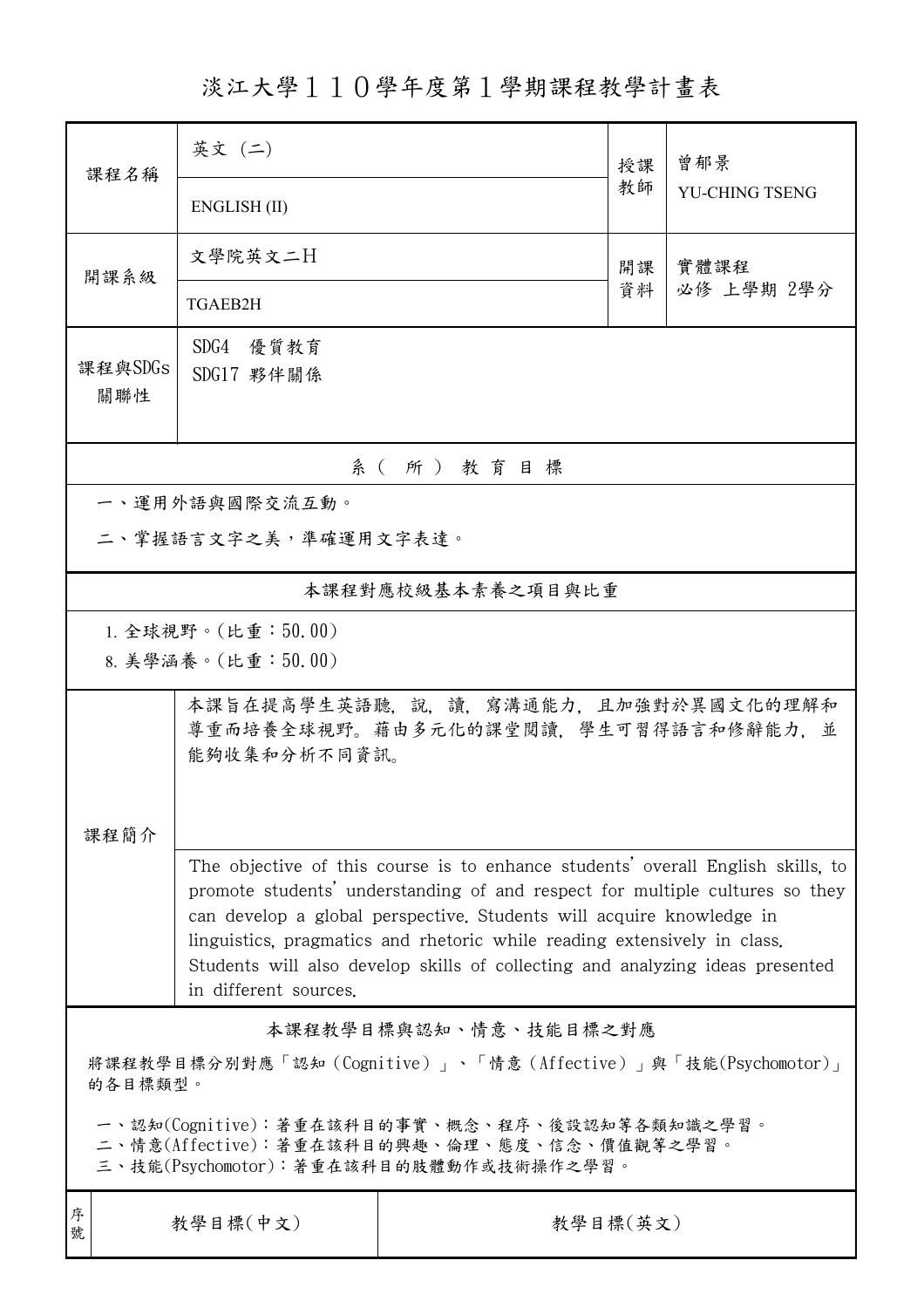# 淡江大學１１０學年度第１學期課程教學計畫表

| 課程名稱 | 英文 (二)<br>ENGLISH (II) | 授課教師 | 曾郁景<br>YU-CHING TSENG |
|---|---|---|---|
| 開課系級 | 文學院英文二H<br>TGAEB2H | 開課資料 | 實體課程<br>必修 上學期 2學分 |
| 課程與SDGs關聯性 | SDG4 優質教育<br>SDG17 夥伴關係 | | |

## 系（所）教育目標

一、運用外語與國際交流互動。

二、掌握語言文字之美，準確運用文字表達。

## 本課程對應校級基本素養之項目與比重

1. 全球視野。(比重：50.00)
8. 美學涵養。(比重：50.00)

## 課程簡介

本課旨在提高學生英語聽，說，讀，寫溝通能力，且加強對於異國文化的理解和尊重而培養全球視野。藉由多元化的課堂閱讀，學生可習得語言和修辭能力，並能夠收集和分析不同資訊。

The objective of this course is to enhance students' overall English skills, to promote students' understanding of and respect for multiple cultures so they can develop a global perspective. Students will acquire knowledge in linguistics, pragmatics and rhetoric while reading extensively in class. Students will also develop skills of collecting and analyzing ideas presented in different sources.

## 本課程教學目標與認知、情意、技能目標之對應

將課程教學目標分別對應「認知（Cognitive）」、「情意（Affective）」與「技能(Psychomotor)」的各目標類型。

一、認知(Cognitive)：著重在該科目的事實、概念、程序、後設認知等各類知識之學習。
二、情意(Affective)：著重在該科目的興趣、倫理、態度、信念、價值觀等之學習。
三、技能(Psychomotor)：著重在該科目的肢體動作或技術操作之學習。

| 序號 | 教學目標(中文) | 教學目標(英文) |
|---|---|---|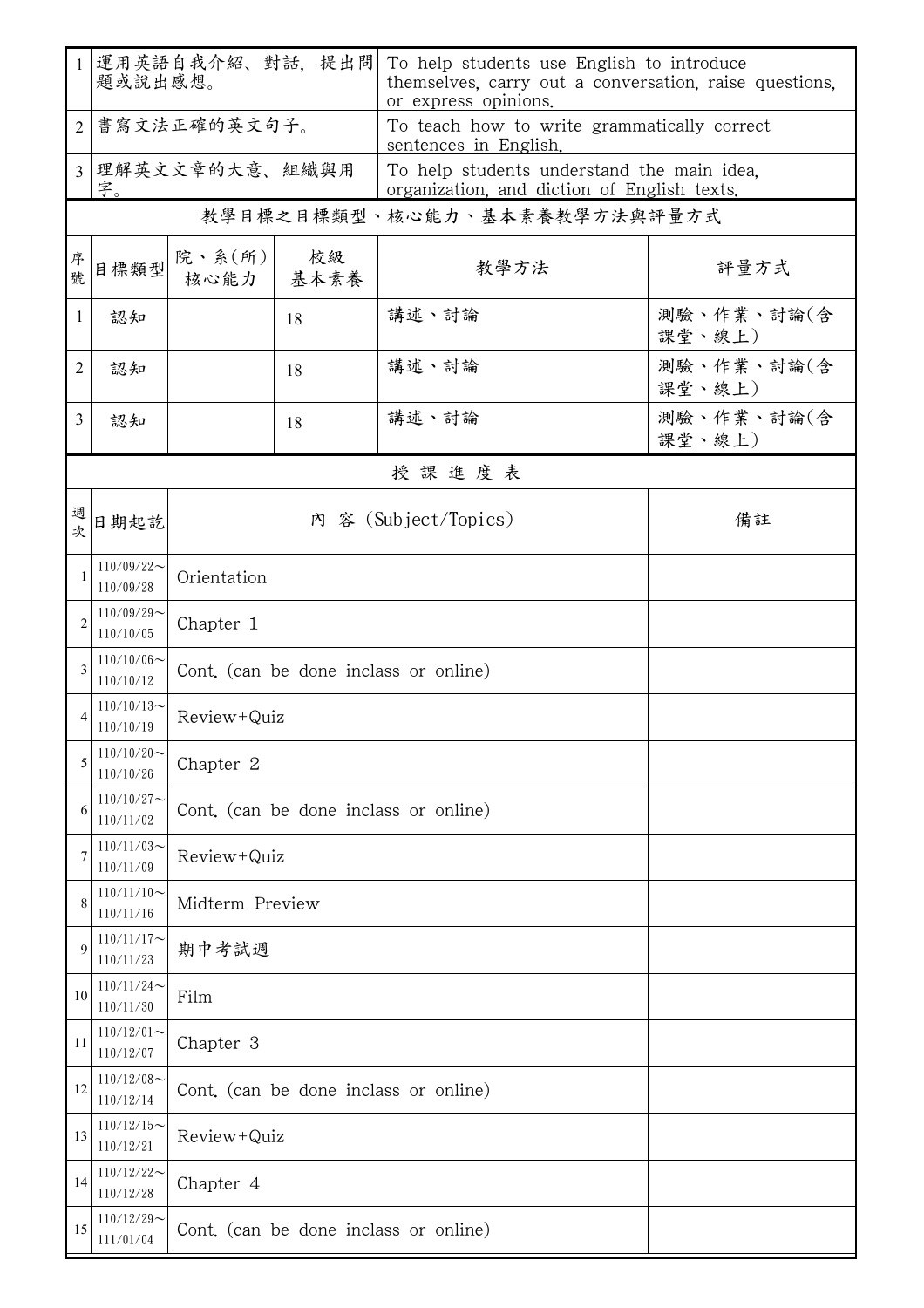| | | |
|---|---|---|
| 1 | 運用英語自我介紹、對話，提出問題或說出感想。 | To help students use English to introduce themselves, carry out a conversation, raise questions, or express opinions. |
| 2 | 書寫文法正確的英文句子。 | To teach how to write grammatically correct sentences in English. |
| 3 | 理解英文文章的大意、組織與用字。 | To help students understand the main idea, organization, and diction of English texts. |

## 教學目標之目標類型、核心能力、基本素養教學方法與評量方式

| 序號 | 目標類型 | 院、系(所)核心能力 | 校級基本素養 | 教學方法 | 評量方式 |
|---|---|---|---|---|---|
| 1 | 認知 | | 18 | 講述、討論 | 測驗、作業、討論(含課堂、線上) |
| 2 | 認知 | | 18 | 講述、討論 | 測驗、作業、討論(含課堂、線上) |
| 3 | 認知 | | 18 | 講述、討論 | 測驗、作業、討論(含課堂、線上) |

## 授 課 進 度 表

| 週次 | 日期起訖 | 內 容 (Subject/Topics) | 備註 |
|---|---|---|---|
| 1 | 110/09/22～110/09/28 | Orientation | |
| 2 | 110/09/29～110/10/05 | Chapter 1 | |
| 3 | 110/10/06～110/10/12 | Cont. (can be done inclass or online) | |
| 4 | 110/10/13～110/10/19 | Review+Quiz | |
| 5 | 110/10/20～110/10/26 | Chapter 2 | |
| 6 | 110/10/27～110/11/02 | Cont. (can be done inclass or online) | |
| 7 | 110/11/03～110/11/09 | Review+Quiz | |
| 8 | 110/11/10～110/11/16 | Midterm Preview | |
| 9 | 110/11/17～110/11/23 | 期中考試週 | |
| 10 | 110/11/24～110/11/30 | Film | |
| 11 | 110/12/01～110/12/07 | Chapter 3 | |
| 12 | 110/12/08～110/12/14 | Cont. (can be done inclass or online) | |
| 13 | 110/12/15～110/12/21 | Review+Quiz | |
| 14 | 110/12/22～110/12/28 | Chapter 4 | |
| 15 | 110/12/29～111/01/04 | Cont. (can be done inclass or online) | |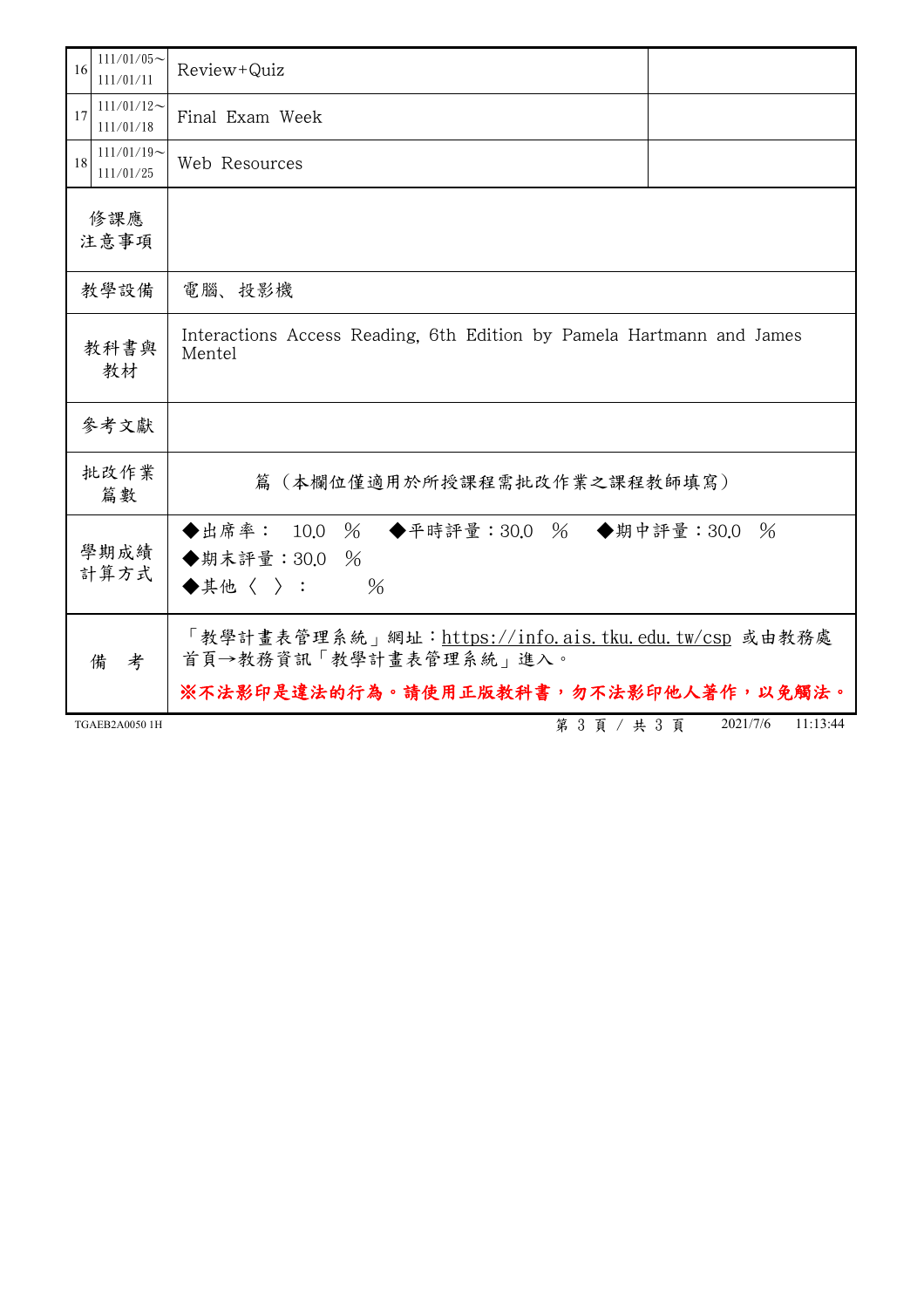| | | | |
|---|---|---|---|
| 16 | 111/01/05～<br>111/01/11 | Review+Quiz | |
| 17 | 111/01/12～<br>111/01/18 | Final Exam Week | |
| 18 | 111/01/19～<br>111/01/25 | Web Resources | |

| | |
|---|---|
| 修課應<br>注意事項 | |
| 教學設備 | 電腦、投影機 |
| 教科書與<br>教材 | Interactions Access Reading, 6th Edition by Pamela Hartmann and James Mentel |
| 參考文獻 | |
| 批改作業<br>篇數 | 篇（本欄位僅適用於所授課程需批改作業之課程教師填寫） |
| 學期成績<br>計算方式 | ◆出席率： 10.0 ％ ◆平時評量：30.0 ％ ◆期中評量：30.0 ％<br>◆期末評量：30.0 ％<br>◆其他〈 〉： ％ |
| 備　考 | 「教學計畫表管理系統」網址：https://info.ais.tku.edu.tw/csp 或由教務處首頁→教務資訊「教學計畫表管理系統」進入。<br>**※不法影印是違法的行為。請使用正版教科書，勿不法影印他人著作，以免觸法。** |

TGAEB2A0050 1H　　2021/7/6　11:13:44